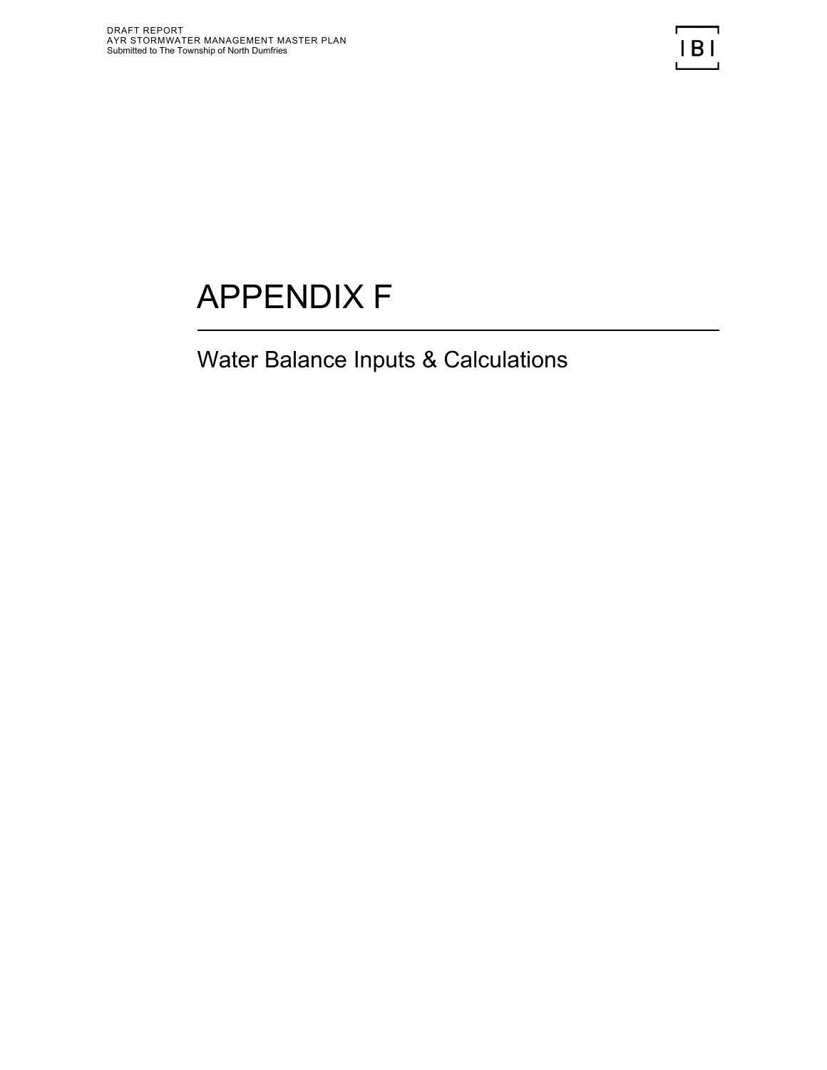# APPENDIX F

## Water Balance Inputs & Calculations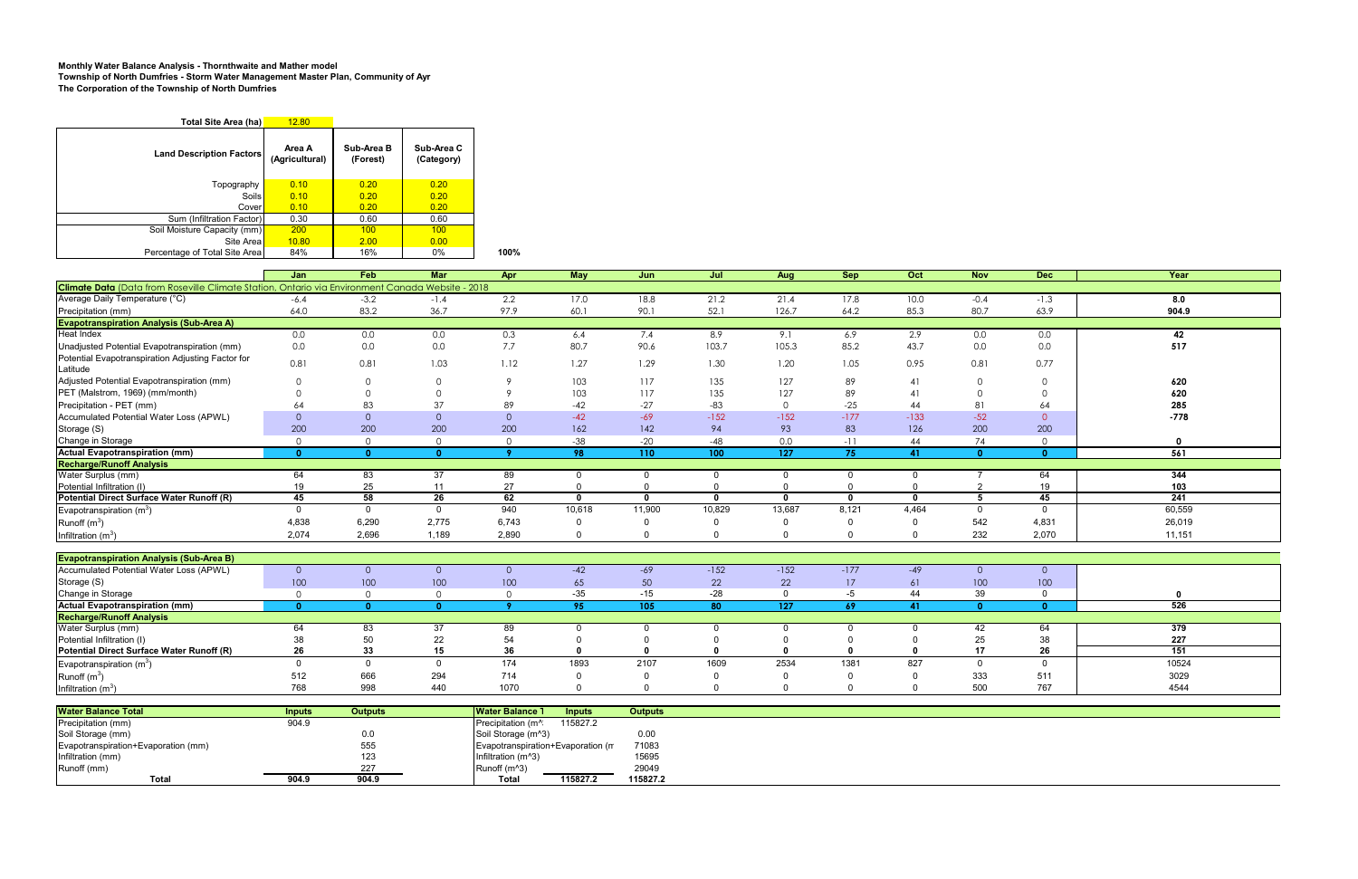**Monthly Water Balance Analysis - Thornthwaite and Mather model**
**Township of North Dumfries - Storm Water Management Master Plan, Community of Ayr**
**The Corporation of the Township of North Dumfries**

| Total Site Area (ha) | 12.80 | | |
|---|---|---|---|
| **Land Description Factors** | **Area A (Agricultural)** | **Sub-Area B (Forest)** | **Sub-Area C (Category)** |
| Topography | 0.10 | 0.20 | 0.20 |
| Soils | 0.10 | 0.20 | 0.20 |
| Cover | 0.10 | 0.20 | 0.20 |
| Sum (Infiltration Factor) | 0.30 | 0.60 | 0.60 |
| Soil Moisture Capacity (mm) | 200 | 100 | 100 |
| Site Area | 10.80 | 2.00 | 0.00 |
| Percentage of Total Site Area | 84% | 16% | 0% |

**100%**

| | Jan | Feb | Mar | Apr | May | Jun | Jul | Aug | Sep | Oct | Nov | Dec | Year |
|---|---|---|---|---|---|---|---|---|---|---|---|---|---|
| **Climate Data** (Data from Roseville Climate Station, Ontario via Environment Canada Website - 2018 | | | | | | | | | | | | | |
| Average Daily Temperature (°C) | -6.4 | -3.2 | -1.4 | 2.2 | 17.0 | 18.8 | 21.2 | 21.4 | 17.8 | 10.0 | -0.4 | -1.3 | **8.0** |
| Precipitation (mm) | 64.0 | 83.2 | 36.7 | 97.9 | 60.1 | 90.1 | 52.1 | 126.7 | 64.2 | 85.3 | 80.7 | 63.9 | **904.9** |
| **Evapotranspiration Analysis (Sub-Area A)** | | | | | | | | | | | | | |
| Heat Index | 0.0 | 0.0 | 0.0 | 0.3 | 6.4 | 7.4 | 8.9 | 9.1 | 6.9 | 2.9 | 0.0 | 0.0 | **42** |
| Unadjusted Potential Evapotranspiration (mm) | 0.0 | 0.0 | 0.0 | 7.7 | 80.7 | 90.6 | 103.7 | 105.3 | 85.2 | 43.7 | 0.0 | 0.0 | **517** |
| Potential Evapotranspiration Adjusting Factor for Latitude | 0.81 | 0.81 | 1.03 | 1.12 | 1.27 | 1.29 | 1.30 | 1.20 | 1.05 | 0.95 | 0.81 | 0.77 | |
| Adjusted Potential Evapotranspiration (mm) | 0 | 0 | 0 | 9 | 103 | 117 | 135 | 127 | 89 | 41 | 0 | 0 | **620** |
| PET (Malstrom, 1969) (mm/month) | 0 | 0 | 0 | 9 | 103 | 117 | 135 | 127 | 89 | 41 | 0 | 0 | **620** |
| Precipitation - PET (mm) | 64 | 83 | 37 | 89 | -42 | -27 | -83 | 0 | -25 | 44 | 81 | 64 | **285** |
| Accumulated Potential Water Loss (APWL) | 0 | 0 | 0 | 0 | -42 | -69 | -152 | -152 | -177 | -133 | -52 | 0 | **-778** |
| Storage (S) | 200 | 200 | 200 | 200 | 162 | 142 | 94 | 93 | 83 | 126 | 200 | 200 | |
| Change in Storage | 0 | 0 | 0 | 0 | -38 | -20 | -48 | 0.0 | -11 | 44 | 74 | 0 | **0** |
| **Actual Evapotranspiration (mm)** | **0** | **0** | **0** | **9** | **98** | **110** | **100** | **127** | **75** | **41** | **0** | **0** | **561** |
| **Recharge/Runoff Analysis** | | | | | | | | | | | | | |
| Water Surplus (mm) | 64 | 83 | 37 | 89 | 0 | 0 | 0 | 0 | 0 | 0 | 7 | 64 | **344** |
| Potential Infiltration (I) | 19 | 25 | 11 | 27 | 0 | 0 | 0 | 0 | 0 | 0 | 2 | 19 | **103** |
| **Potential Direct Surface Water Runoff (R)** | **45** | **58** | **26** | **62** | **0** | **0** | **0** | **0** | **0** | **0** | **5** | **45** | **241** |
| Evapotranspiration ($m^3$) | 0 | 0 | 0 | 940 | 10,618 | 11,900 | 10,829 | 13,687 | 8,121 | 4,464 | 0 | 0 | 60,559 |
| Runoff ($m^3$) | 4,838 | 6,290 | 2,775 | 6,743 | 0 | 0 | 0 | 0 | 0 | 0 | 542 | 4,831 | 26,019 |
| Infiltration ($m^3$) | 2,074 | 2,696 | 1,189 | 2,890 | 0 | 0 | 0 | 0 | 0 | 0 | 232 | 2,070 | 11,151 |

| | Jan | Feb | Mar | Apr | May | Jun | Jul | Aug | Sep | Oct | Nov | Dec | Year |
|---|---|---|---|---|---|---|---|---|---|---|---|---|---|
| **Evapotranspiration Analysis (Sub-Area B)** | | | | | | | | | | | | | |
| Accumulated Potential Water Loss (APWL) | 0 | 0 | 0 | 0 | -42 | -69 | -152 | -152 | -177 | -49 | 0 | 0 | |
| Storage (S) | 100 | 100 | 100 | 100 | 65 | 50 | 22 | 22 | 17 | 61 | 100 | 100 | |
| Change in Storage | 0 | 0 | 0 | 0 | -35 | -15 | -28 | 0 | -5 | 44 | 39 | 0 | **0** |
| **Actual Evapotranspiration (mm)** | **0** | **0** | **0** | **9** | **95** | **105** | **80** | **127** | **69** | **41** | **0** | **0** | **526** |
| **Recharge/Runoff Analysis** | | | | | | | | | | | | | |
| Water Surplus (mm) | 64 | 83 | 37 | 89 | 0 | 0 | 0 | 0 | 0 | 0 | 42 | 64 | **379** |
| Potential Infiltration (I) | 38 | 50 | 22 | 54 | 0 | 0 | 0 | 0 | 0 | 0 | 25 | 38 | **227** |
| **Potential Direct Surface Water Runoff (R)** | **26** | **33** | **15** | **36** | **0** | **0** | **0** | **0** | **0** | **0** | **17** | **26** | **151** |
| Evapotranspiration ($m^3$) | 0 | 0 | 0 | 174 | 1893 | 2107 | 1609 | 2534 | 1381 | 827 | 0 | 0 | 10524 |
| Runoff ($m^3$) | 512 | 666 | 294 | 714 | 0 | 0 | 0 | 0 | 0 | 0 | 333 | 511 | 3029 |
| Infiltration ($m^3$) | 768 | 998 | 440 | 1070 | 0 | 0 | 0 | 0 | 0 | 0 | 500 | 767 | 4544 |

| Water Balance Total | Inputs | Outputs |
|---|---|---|
| Precipitation (mm) | 904.9 | |
| Soil Storage (mm) | | 0.0 |
| Evapotranspiration+Evaporation (mm) | | 555 |
| Infiltration (mm) | | 123 |
| Runoff (mm) | | 227 |
| **Total** | **904.9** | **904.9** |

| Water Balance T | Inputs | Outputs |
|---|---|---|
| Precipitation (m^ | 115827.2 | |
| Soil Storage (m^3) | | 0.00 |
| Evapotranspiration+Evaporation (m | | 71083 |
| Infiltration (m^3) | | 15695 |
| Runoff (m^3) | | 29049 |
| **Total** | **115827.2** | **115827.2** |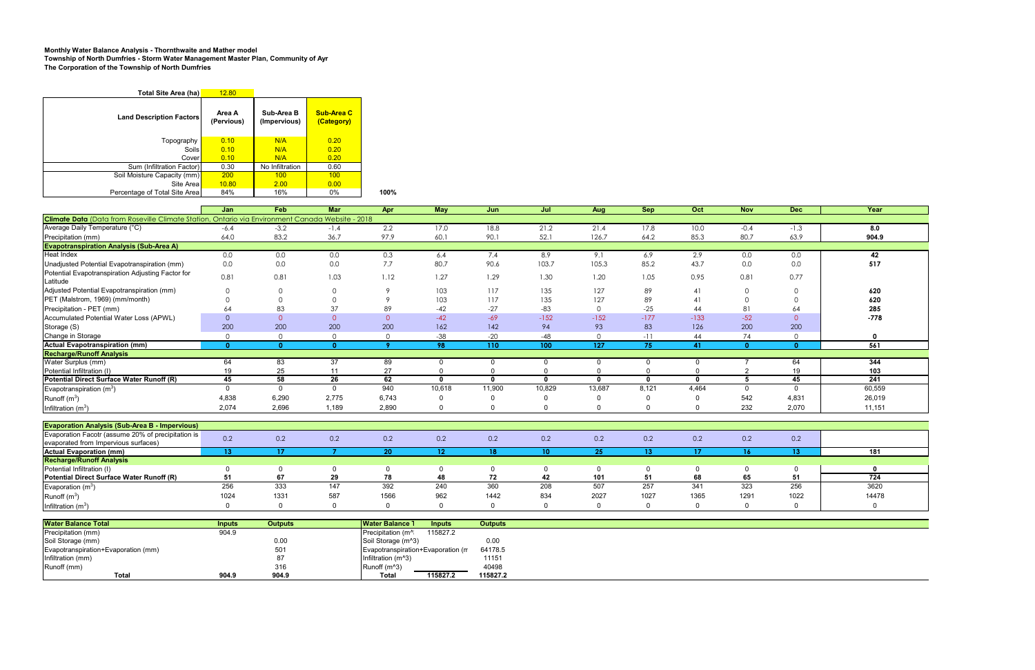**Monthly Water Balance Analysis - Thornthwaite and Mather model**
**Township of North Dumfries - Storm Water Management Master Plan, Community of Ayr**
**The Corporation of the Township of North Dumfries**

| Total Site Area (ha) | 12.80 | | |
|---|---|---|---|
| **Land Description Factors** | **Area A (Pervious)** | **Sub-Area B (Impervious)** | **Sub-Area C (Category)** |
| Topography | 0.10 | N/A | 0.20 |
| Soils | 0.10 | N/A | 0.20 |
| Cover | 0.10 | N/A | 0.20 |
| Sum (Infiltration Factor) | 0.30 | No Infiltration | 0.60 |
| Soil Moisture Capacity (mm) | 200 | 100 | 100 |
| Site Area | 10.80 | 2.00 | 0.00 |
| Percentage of Total Site Area | 84% | 16% | 0% |

**100%**

| | Jan | Feb | Mar | Apr | May | Jun | Jul | Aug | Sep | Oct | Nov | Dec | Year |
|---|---|---|---|---|---|---|---|---|---|---|---|---|---|
| **Climate Data** (Data from Roseville Climate Station, Ontario via Environment Canada Website - 2018 | | | | | | | | | | | | | |
| Average Daily Temperature (°C) | -6.4 | -3.2 | -1.4 | 2.2 | 17.0 | 18.8 | 21.2 | 21.4 | 17.8 | 10.0 | -0.4 | -1.3 | **8.0** |
| Precipitation (mm) | 64.0 | 83.2 | 36.7 | 97.9 | 60.1 | 90.1 | 52.1 | 126.7 | 64.2 | 85.3 | 80.7 | 63.9 | **904.9** |
| **Evapotranspiration Analysis (Sub-Area A)** | | | | | | | | | | | | | |
| Heat Index | 0.0 | 0.0 | 0.0 | 0.3 | 6.4 | 7.4 | 8.9 | 9.1 | 6.9 | 2.9 | 0.0 | 0.0 | **42** |
| Unadjusted Potential Evapotranspiration (mm) | 0.0 | 0.0 | 0.0 | 7.7 | 80.7 | 90.6 | 103.7 | 105.3 | 85.2 | 43.7 | 0.0 | 0.0 | **517** |
| Potential Evapotranspiration Adjusting Factor for Latitude | 0.81 | 0.81 | 1.03 | 1.12 | 1.27 | 1.29 | 1.30 | 1.20 | 1.05 | 0.95 | 0.81 | 0.77 | |
| Adjusted Potential Evapotranspiration (mm) | 0 | 0 | 0 | 9 | 103 | 117 | 135 | 127 | 89 | 41 | 0 | 0 | **620** |
| PET (Malstrom, 1969) (mm/month) | 0 | 0 | 0 | 9 | 103 | 117 | 135 | 127 | 89 | 41 | 0 | 0 | **620** |
| Precipitation - PET (mm) | 64 | 83 | 37 | 89 | -42 | -27 | -83 | 0 | -25 | 44 | 81 | 64 | **285** |
| Accumulated Potential Water Loss (APWL) | 0 | 0 | 0 | 0 | -42 | -69 | -152 | -152 | -177 | -133 | -52 | 0 | **-778** |
| Storage (S) | 200 | 200 | 200 | 200 | 162 | 142 | 94 | 93 | 83 | 126 | 200 | 200 | |
| Change in Storage | 0 | 0 | 0 | 0 | -38 | -20 | -48 | 0 | -11 | 44 | 74 | 0 | **0** |
| **Actual Evapotranspiration (mm)** | **0** | **0** | **0** | **9** | **98** | **110** | **100** | **127** | **75** | **41** | **0** | **0** | **561** |
| **Recharge/Runoff Analysis** | | | | | | | | | | | | | |
| Water Surplus (mm) | 64 | 83 | 37 | 89 | 0 | 0 | 0 | 0 | 0 | 0 | 7 | 64 | **344** |
| Potential Infiltration (I) | 19 | 25 | 11 | 27 | 0 | 0 | 0 | 0 | 0 | 0 | 2 | 19 | **103** |
| **Potential Direct Surface Water Runoff (R)** | **45** | **58** | **26** | **62** | **0** | **0** | **0** | **0** | **0** | **0** | **5** | **45** | **241** |
| Evapotranspiration ($m^3$) | 0 | 0 | 0 | 940 | 10,618 | 11,900 | 10,829 | 13,687 | 8,121 | 4,464 | 0 | 0 | 60,559 |
| Runoff ($m^3$) | 4,838 | 6,290 | 2,775 | 6,743 | 0 | 0 | 0 | 0 | 0 | 0 | 542 | 4,831 | 26,019 |
| Infiltration ($m^3$) | 2,074 | 2,696 | 1,189 | 2,890 | 0 | 0 | 0 | 0 | 0 | 0 | 232 | 2,070 | 11,151 |

| **Evaporation Analysis (Sub-Area B - Impervious)** | | | | | | | | | | | | | |
|---|---|---|---|---|---|---|---|---|---|---|---|---|---|
| Evaporation Facotr (assume 20% of precipitation is evaporated from Impervious surfaces) | 0.2 | 0.2 | 0.2 | 0.2 | 0.2 | 0.2 | 0.2 | 0.2 | 0.2 | 0.2 | 0.2 | 0.2 | |
| **Actual Evaporation (mm)** | **13** | **17** | **7** | **20** | **12** | **18** | **10** | **25** | **13** | **17** | **16** | **13** | **181** |
| **Recharge/Runoff Analysis** | | | | | | | | | | | | | |
| Potential Infiltration (I) | 0 | 0 | 0 | 0 | 0 | 0 | 0 | 0 | 0 | 0 | 0 | 0 | **0** |
| **Potential Direct Surface Water Runoff (R)** | **51** | **67** | **29** | **78** | **48** | **72** | **42** | **101** | **51** | **68** | **65** | **51** | **724** |
| Evaporation ($m^3$) | 256 | 333 | 147 | 392 | 240 | 360 | 208 | 507 | 257 | 341 | 323 | 256 | 3620 |
| Runoff ($m^3$) | 1024 | 1331 | 587 | 1566 | 962 | 1442 | 834 | 2027 | 1027 | 1365 | 1291 | 1022 | 14478 |
| Infiltration ($m^3$) | 0 | 0 | 0 | 0 | 0 | 0 | 0 | 0 | 0 | 0 | 0 | 0 | 0 |

| **Water Balance Total** | **Inputs** | **Outputs** |
|---|---|---|
| Precipitation (mm) | 904.9 | |
| Soil Storage (mm) | | 0.00 |
| Evapotranspiration+Evaporation (mm) | | 501 |
| Infiltration (mm) | | 87 |
| Runoff (mm) | | 316 |
| **Total** | **904.9** | **904.9** |

| **Water Balance T** | **Inputs** | **Outputs** |
|---|---|---|
| Precipitation (m^ | 115827.2 | |
| Soil Storage (m^3) | | 0.00 |
| Evapotranspiration+Evaporation (m | | 64178.5 |
| Infiltration (m^3) | | 11151 |
| Runoff (m^3) | | 40498 |
| **Total** | **115827.2** | **115827.2** |